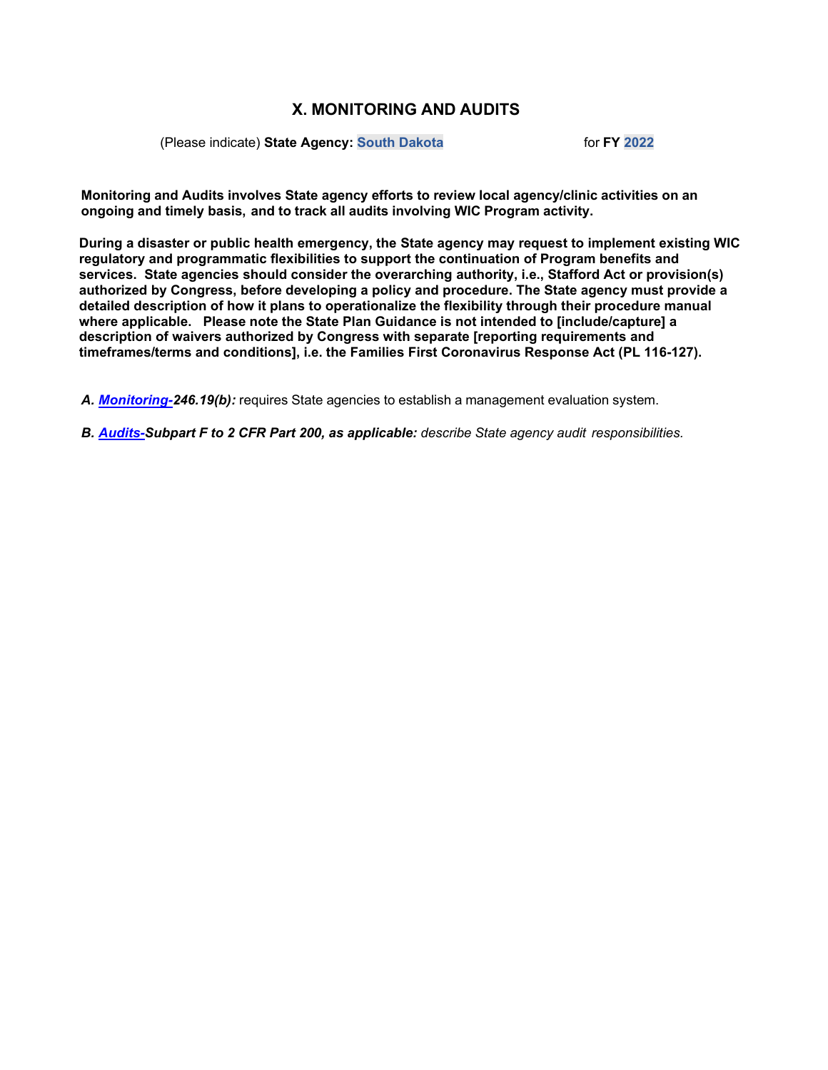# X. MONITORING AND AUDITS

(Please indicate) **State Agency:** **South Dakota** for **FY** **2022**

**Monitoring and Audits involves State agency efforts to review local agency/clinic activities on an ongoing and timely basis, and to track all audits involving WIC Program activity.**

**During a disaster or public health emergency, the State agency may request to implement existing WIC regulatory and programmatic flexibilities to support the continuation of Program benefits and services. State agencies should consider the overarching authority, i.e., Stafford Act or provision(s) authorized by Congress, before developing a policy and procedure. The State agency must provide a detailed description of how it plans to operationalize the flexibility through their procedure manual where applicable. Please note the State Plan Guidance is not intended to [include/capture] a description of waivers authorized by Congress with separate [reporting requirements and timeframes/terms and conditions], i.e. the Families First Coronavirus Response Act (PL 116-127).**

***A. Monitoring-246.19(b):*** requires State agencies to establish a management evaluation system.

***B. Audits-Subpart F to 2 CFR Part 200, as applicable:*** *describe State agency audit responsibilities.*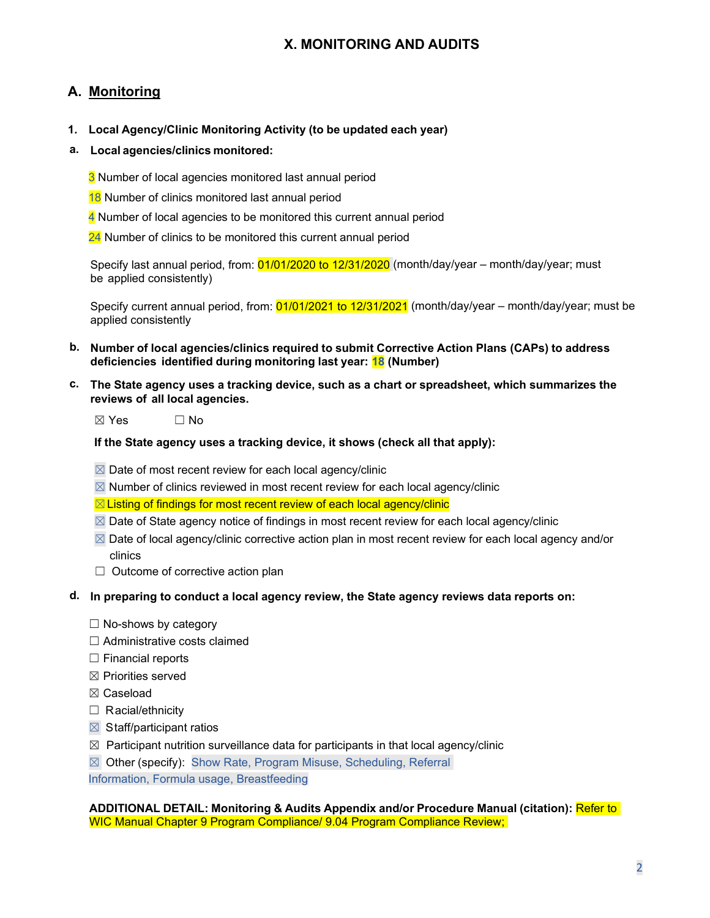# X. MONITORING AND AUDITS

## A. Monitoring

### 1. Local Agency/Clinic Monitoring Activity (to be updated each year)

**a. Local agencies/clinics monitored:**

3 Number of local agencies monitored last annual period

18 Number of clinics monitored last annual period

4 Number of local agencies to be monitored this current annual period

24 Number of clinics to be monitored this current annual period

Specify last annual period, from: 01/01/2020 to 12/31/2020 (month/day/year – month/day/year; must be applied consistently)

Specify current annual period, from: 01/01/2021 to 12/31/2021 (month/day/year – month/day/year; must be applied consistently

**b. Number of local agencies/clinics required to submit Corrective Action Plans (CAPs) to address deficiencies identified during monitoring last year: 18 (Number)**

**c. The State agency uses a tracking device, such as a chart or spreadsheet, which summarizes the reviews of all local agencies.**

☒ Yes ☐ No

**If the State agency uses a tracking device, it shows (check all that apply):**

☒ Date of most recent review for each local agency/clinic
☒ Number of clinics reviewed in most recent review for each local agency/clinic
☒ Listing of findings for most recent review of each local agency/clinic
☒ Date of State agency notice of findings in most recent review for each local agency/clinic
☒ Date of local agency/clinic corrective action plan in most recent review for each local agency and/or clinics
☐ Outcome of corrective action plan

**d. In preparing to conduct a local agency review, the State agency reviews data reports on:**

☐ No-shows by category
☐ Administrative costs claimed
☐ Financial reports
☒ Priorities served
☒ Caseload
☐ Racial/ethnicity
☒ Staff/participant ratios
☒ Participant nutrition surveillance data for participants in that local agency/clinic
☒ Other (specify): Show Rate, Program Misuse, Scheduling, Referral Information, Formula usage, Breastfeeding

**ADDITIONAL DETAIL: Monitoring & Audits Appendix and/or Procedure Manual (citation):** Refer to WIC Manual Chapter 9 Program Compliance/ 9.04 Program Compliance Review;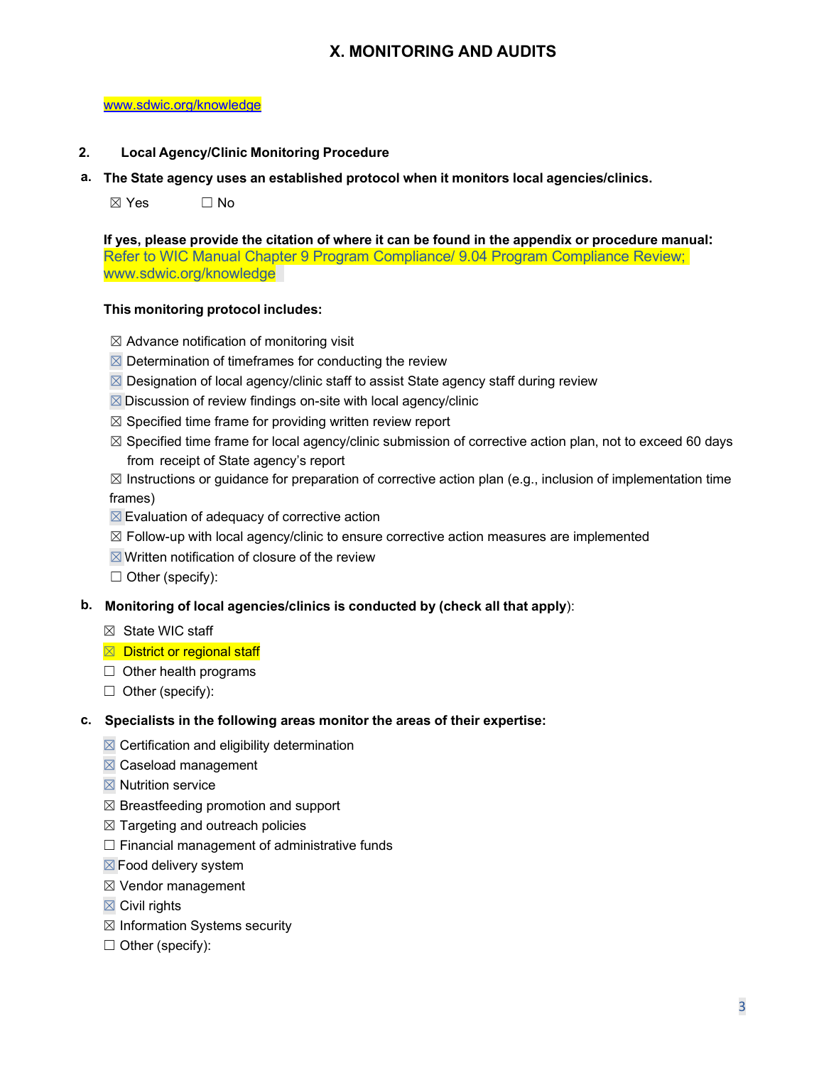## X. MONITORING AND AUDITS

www.sdwic.org/knowledge

**2. Local Agency/Clinic Monitoring Procedure**

**a. The State agency uses an established protocol when it monitors local agencies/clinics.**

☒ Yes ☐ No

**If yes, please provide the citation of where it can be found in the appendix or procedure manual:**
Refer to WIC Manual Chapter 9 Program Compliance/ 9.04 Program Compliance Review; www.sdwic.org/knowledge

**This monitoring protocol includes:**

☒ Advance notification of monitoring visit
☒ Determination of timeframes for conducting the review
☒ Designation of local agency/clinic staff to assist State agency staff during review
☒ Discussion of review findings on-site with local agency/clinic
☒ Specified time frame for providing written review report
☒ Specified time frame for local agency/clinic submission of corrective action plan, not to exceed 60 days from receipt of State agency's report
☒ Instructions or guidance for preparation of corrective action plan (e.g., inclusion of implementation time frames)
☒ Evaluation of adequacy of corrective action
☒ Follow-up with local agency/clinic to ensure corrective action measures are implemented
☒ Written notification of closure of the review
☐ Other (specify):

**b. Monitoring of local agencies/clinics is conducted by (check all that apply):**

☒ State WIC staff
☒ District or regional staff
☐ Other health programs
☐ Other (specify):

**c. Specialists in the following areas monitor the areas of their expertise:**

☒ Certification and eligibility determination
☒ Caseload management
☒ Nutrition service
☒ Breastfeeding promotion and support
☒ Targeting and outreach policies
☐ Financial management of administrative funds
☒ Food delivery system
☒ Vendor management
☒ Civil rights
☒ Information Systems security
☐ Other (specify):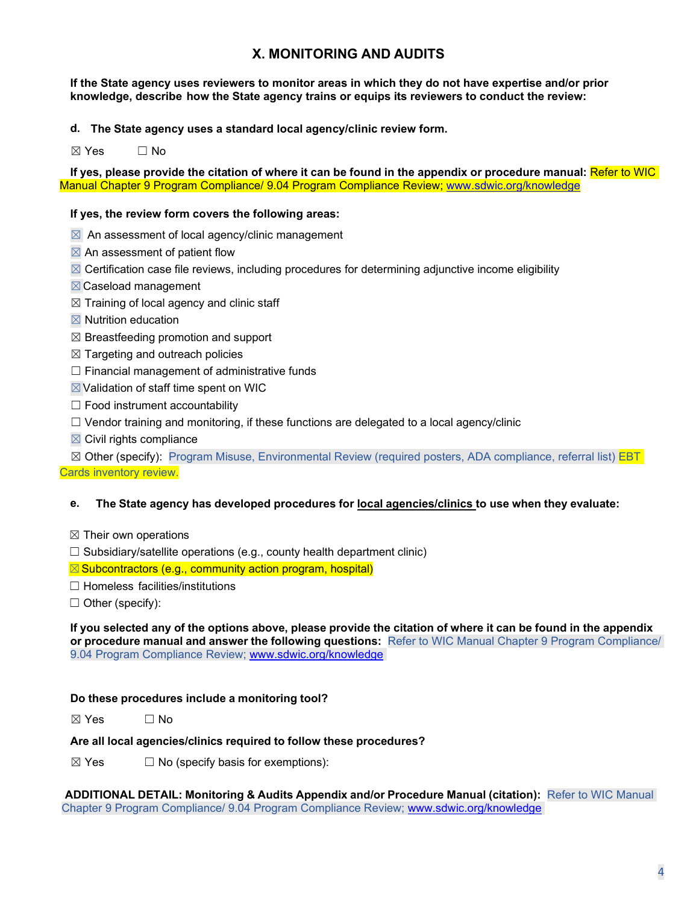## X. MONITORING AND AUDITS

**If the State agency uses reviewers to monitor areas in which they do not have expertise and/or prior knowledge, describe how the State agency trains or equips its reviewers to conduct the review:**

**d. The State agency uses a standard local agency/clinic review form.**

☒ Yes ☐ No

**If yes, please provide the citation of where it can be found in the appendix or procedure manual:** Refer to WIC Manual Chapter 9 Program Compliance/ 9.04 Program Compliance Review; www.sdwic.org/knowledge

**If yes, the review form covers the following areas:**

☒ An assessment of local agency/clinic management
☒ An assessment of patient flow
☒ Certification case file reviews, including procedures for determining adjunctive income eligibility
☒ Caseload management
☒ Training of local agency and clinic staff
☒ Nutrition education
☒ Breastfeeding promotion and support
☒ Targeting and outreach policies
☐ Financial management of administrative funds
☒ Validation of staff time spent on WIC
☐ Food instrument accountability
☐ Vendor training and monitoring, if these functions are delegated to a local agency/clinic
☒ Civil rights compliance
☒ Other (specify): Program Misuse, Environmental Review (required posters, ADA compliance, referral list) EBT Cards inventory review.

**e. The State agency has developed procedures for local agencies/clinics to use when they evaluate:**

☒ Their own operations
☐ Subsidiary/satellite operations (e.g., county health department clinic)
☒ Subcontractors (e.g., community action program, hospital)
☐ Homeless facilities/institutions
☐ Other (specify):

**If you selected any of the options above, please provide the citation of where it can be found in the appendix or procedure manual and answer the following questions:** Refer to WIC Manual Chapter 9 Program Compliance/ 9.04 Program Compliance Review; www.sdwic.org/knowledge

**Do these procedures include a monitoring tool?**

☒ Yes ☐ No

**Are all local agencies/clinics required to follow these procedures?**

☒ Yes ☐ No (specify basis for exemptions):

**ADDITIONAL DETAIL: Monitoring & Audits Appendix and/or Procedure Manual (citation):** Refer to WIC Manual Chapter 9 Program Compliance/ 9.04 Program Compliance Review; www.sdwic.org/knowledge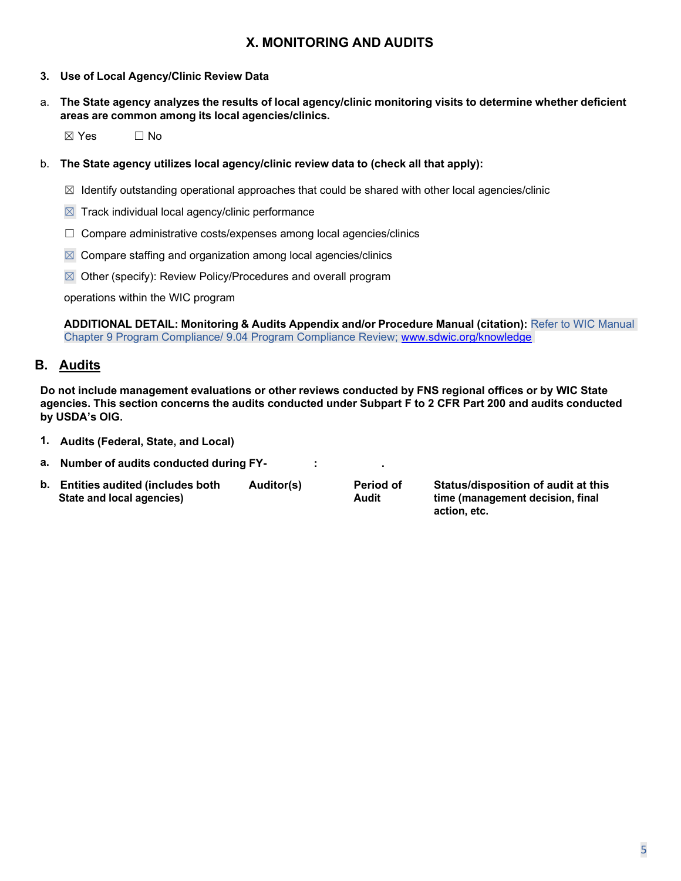# X. MONITORING AND AUDITS

**3. Use of Local Agency/Clinic Review Data**

a. **The State agency analyzes the results of local agency/clinic monitoring visits to determine whether deficient areas are common among its local agencies/clinics.**

☒ Yes ☐ No

b. **The State agency utilizes local agency/clinic review data to (check all that apply):**

☒ Identify outstanding operational approaches that could be shared with other local agencies/clinic

☒ Track individual local agency/clinic performance

☐ Compare administrative costs/expenses among local agencies/clinics

☒ Compare staffing and organization among local agencies/clinics

☒ Other (specify): Review Policy/Procedures and overall program operations within the WIC program

**ADDITIONAL DETAIL: Monitoring & Audits Appendix and/or Procedure Manual (citation):** Refer to WIC Manual Chapter 9 Program Compliance/ 9.04 Program Compliance Review; www.sdwic.org/knowledge

## B. Audits

**Do not include management evaluations or other reviews conducted by FNS regional offices or by WIC State agencies. This section concerns the audits conducted under Subpart F to 2 CFR Part 200 and audits conducted by USDA's OIG.**

**1. Audits (Federal, State, and Local)**

**a. Number of audits conducted during FY- :** .

| b. Entities audited (includes both State and local agencies) | Auditor(s) | Period of Audit | Status/disposition of audit at this time (management decision, final action, etc. |
|---|---|---|---|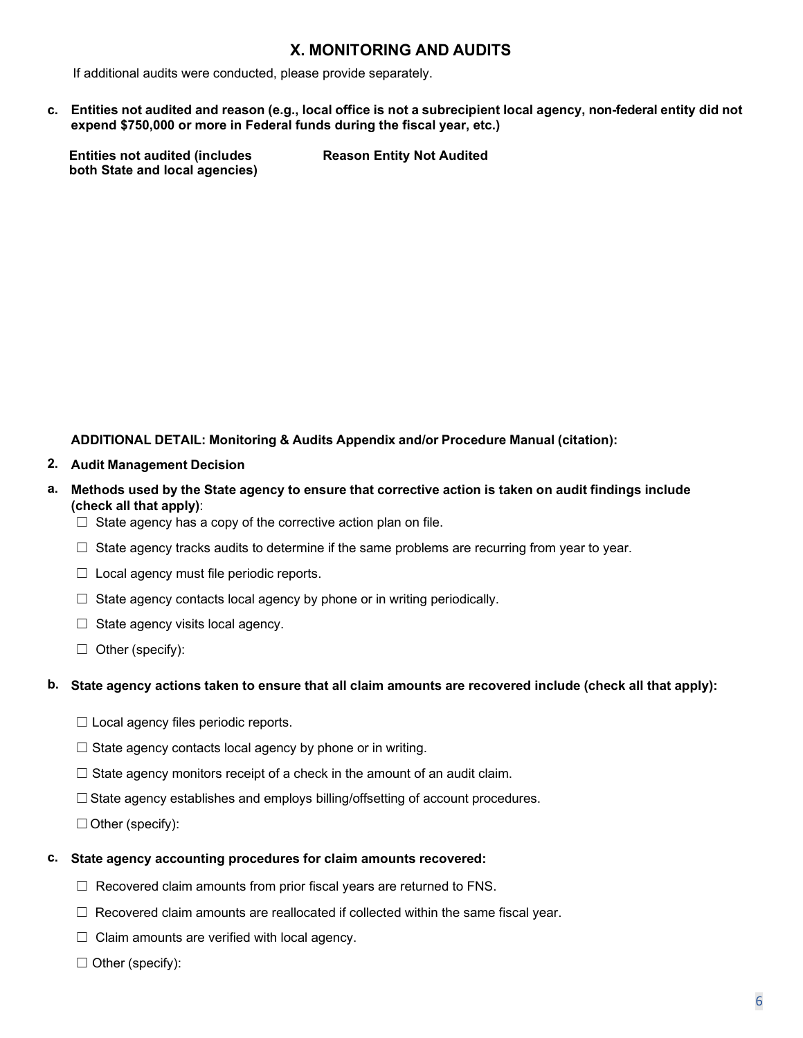## X. MONITORING AND AUDITS

If additional audits were conducted, please provide separately.

**c. Entities not audited and reason (e.g., local office is not a subrecipient local agency, non-federal entity did not expend $750,000 or more in Federal funds during the fiscal year, etc.)**

| Entities not audited (includes both State and local agencies) | Reason Entity Not Audited |
| --- | --- |
| | |

**ADDITIONAL DETAIL: Monitoring & Audits Appendix and/or Procedure Manual (citation):**

**2. Audit Management Decision**

**a. Methods used by the State agency to ensure that corrective action is taken on audit findings include (check all that apply)**:

- ☐ State agency has a copy of the corrective action plan on file.
- ☐ State agency tracks audits to determine if the same problems are recurring from year to year.
- ☐ Local agency must file periodic reports.
- ☐ State agency contacts local agency by phone or in writing periodically.
- ☐ State agency visits local agency.
- ☐ Other (specify):

**b. State agency actions taken to ensure that all claim amounts are recovered include (check all that apply):**

- ☐ Local agency files periodic reports.
- ☐ State agency contacts local agency by phone or in writing.
- ☐ State agency monitors receipt of a check in the amount of an audit claim.
- ☐ State agency establishes and employs billing/offsetting of account procedures.
- ☐ Other (specify):

**c. State agency accounting procedures for claim amounts recovered:**

- ☐ Recovered claim amounts from prior fiscal years are returned to FNS.
- ☐ Recovered claim amounts are reallocated if collected within the same fiscal year.
- ☐ Claim amounts are verified with local agency.
- ☐ Other (specify):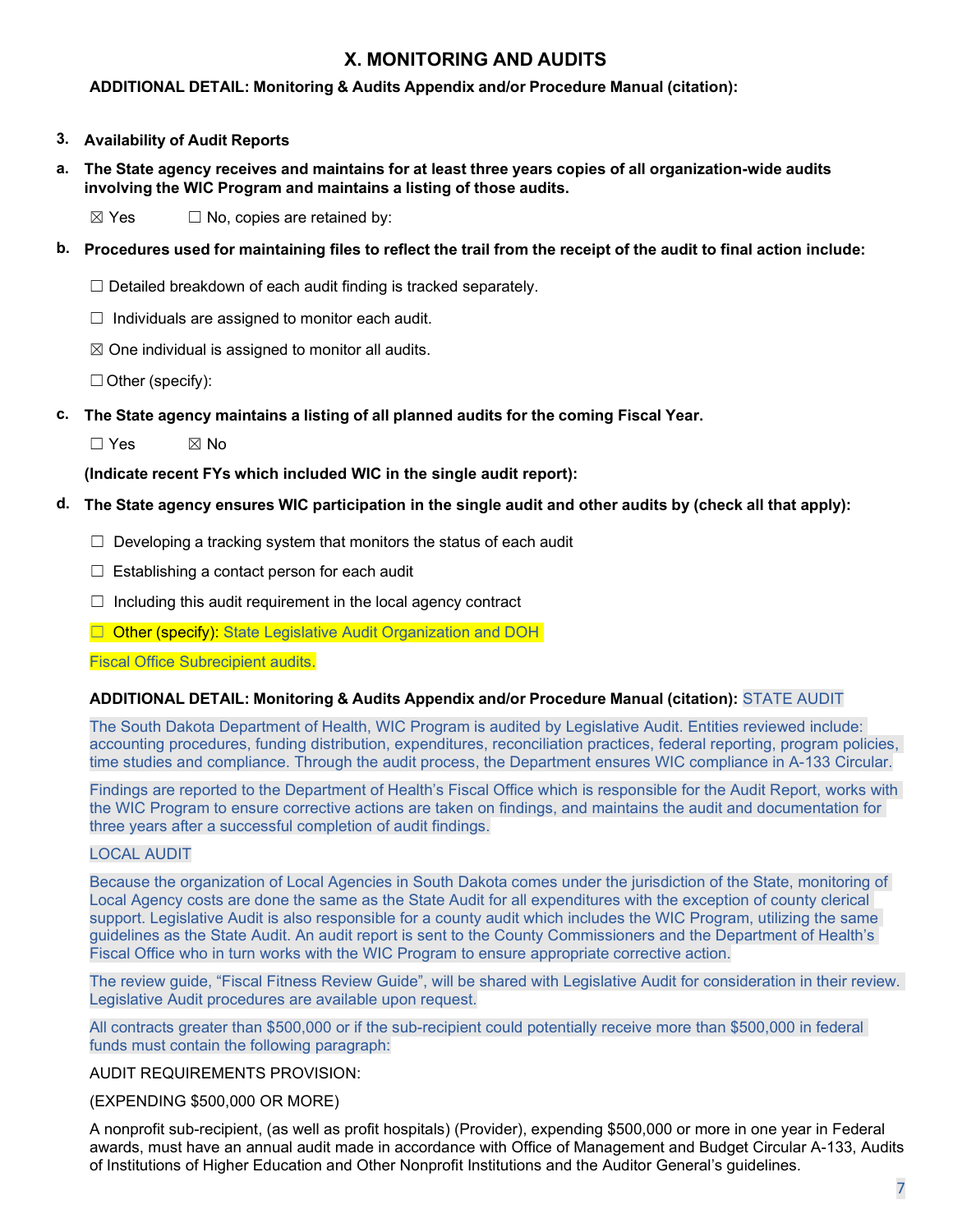# X. MONITORING AND AUDITS

**ADDITIONAL DETAIL: Monitoring & Audits Appendix and/or Procedure Manual (citation):**

**3. Availability of Audit Reports**

**a. The State agency receives and maintains for at least three years copies of all organization-wide audits involving the WIC Program and maintains a listing of those audits.**

☒ Yes ☐ No, copies are retained by:

**b. Procedures used for maintaining files to reflect the trail from the receipt of the audit to final action include:**

☐ Detailed breakdown of each audit finding is tracked separately.

☐ Individuals are assigned to monitor each audit.

☒ One individual is assigned to monitor all audits.

☐ Other (specify):

**c. The State agency maintains a listing of all planned audits for the coming Fiscal Year.**

☐ Yes ☒ No

**(Indicate recent FYs which included WIC in the single audit report):**

**d. The State agency ensures WIC participation in the single audit and other audits by (check all that apply):**

☐ Developing a tracking system that monitors the status of each audit

☐ Establishing a contact person for each audit

☐ Including this audit requirement in the local agency contract

☐ Other (specify): State Legislative Audit Organization and DOH Fiscal Office Subrecipient audits.

**ADDITIONAL DETAIL: Monitoring & Audits Appendix and/or Procedure Manual (citation):** STATE AUDIT

The South Dakota Department of Health, WIC Program is audited by Legislative Audit. Entities reviewed include: accounting procedures, funding distribution, expenditures, reconciliation practices, federal reporting, program policies, time studies and compliance. Through the audit process, the Department ensures WIC compliance in A-133 Circular.

Findings are reported to the Department of Health's Fiscal Office which is responsible for the Audit Report, works with the WIC Program to ensure corrective actions are taken on findings, and maintains the audit and documentation for three years after a successful completion of audit findings.

LOCAL AUDIT

Because the organization of Local Agencies in South Dakota comes under the jurisdiction of the State, monitoring of Local Agency costs are done the same as the State Audit for all expenditures with the exception of county clerical support. Legislative Audit is also responsible for a county audit which includes the WIC Program, utilizing the same guidelines as the State Audit. An audit report is sent to the County Commissioners and the Department of Health's Fiscal Office who in turn works with the WIC Program to ensure appropriate corrective action.

The review guide, "Fiscal Fitness Review Guide", will be shared with Legislative Audit for consideration in their review. Legislative Audit procedures are available upon request.

All contracts greater than $500,000 or if the sub-recipient could potentially receive more than $500,000 in federal funds must contain the following paragraph:

AUDIT REQUIREMENTS PROVISION:

(EXPENDING $500,000 OR MORE)

A nonprofit sub-recipient, (as well as profit hospitals) (Provider), expending $500,000 or more in one year in Federal awards, must have an annual audit made in accordance with Office of Management and Budget Circular A-133, Audits of Institutions of Higher Education and Other Nonprofit Institutions and the Auditor General's guidelines.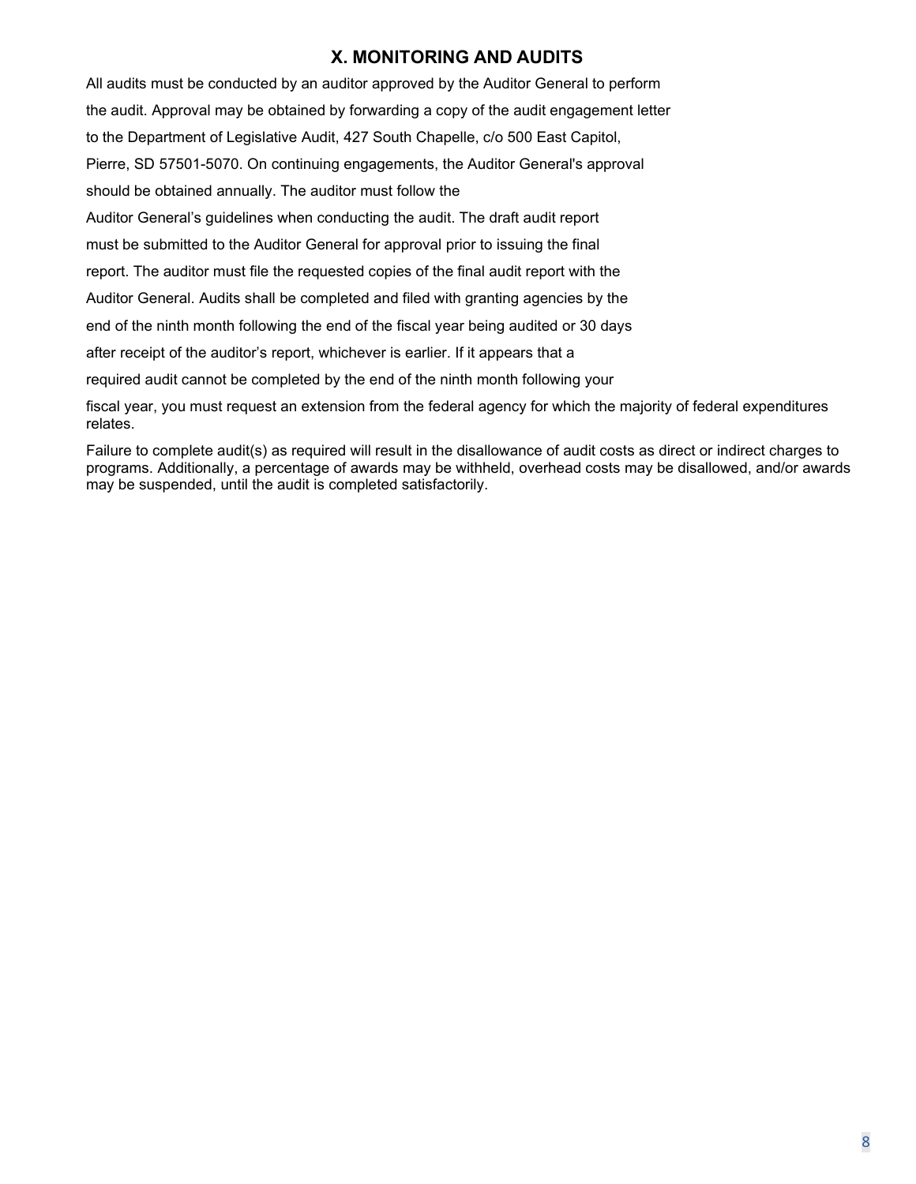## X. MONITORING AND AUDITS

All audits must be conducted by an auditor approved by the Auditor General to perform the audit. Approval may be obtained by forwarding a copy of the audit engagement letter to the Department of Legislative Audit, 427 South Chapelle, c/o 500 East Capitol, Pierre, SD 57501-5070. On continuing engagements, the Auditor General's approval should be obtained annually. The auditor must follow the Auditor General's guidelines when conducting the audit. The draft audit report must be submitted to the Auditor General for approval prior to issuing the final report. The auditor must file the requested copies of the final audit report with the Auditor General. Audits shall be completed and filed with granting agencies by the end of the ninth month following the end of the fiscal year being audited or 30 days after receipt of the auditor's report, whichever is earlier. If it appears that a required audit cannot be completed by the end of the ninth month following your fiscal year, you must request an extension from the federal agency for which the majority of federal expenditures relates.

Failure to complete audit(s) as required will result in the disallowance of audit costs as direct or indirect charges to programs. Additionally, a percentage of awards may be withheld, overhead costs may be disallowed, and/or awards may be suspended, until the audit is completed satisfactorily.